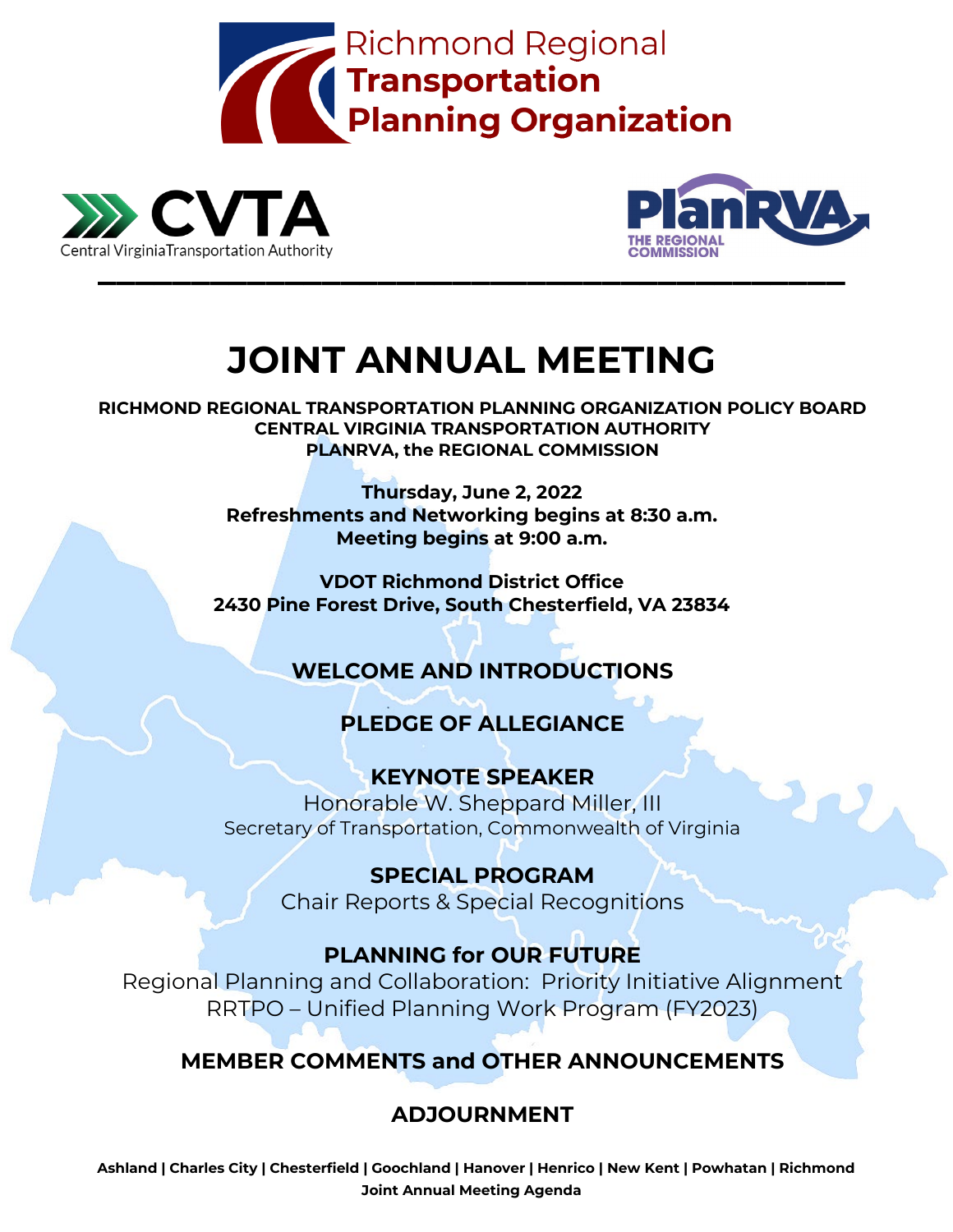Richmond Regional **Transportation Planning Organization**

CVTA Central Virginia Transportation Authority

PlanRVA THE REGIONAL COMMISSION

# JOINT ANNUAL MEETING

**RICHMOND REGIONAL TRANSPORTATION PLANNING ORGANIZATION POLICY BOARD**
**CENTRAL VIRGINIA TRANSPORTATION AUTHORITY**
**PLANRVA, the REGIONAL COMMISSION**

**Thursday, June 2, 2022**
**Refreshments and Networking begins at 8:30 a.m.**
**Meeting begins at 9:00 a.m.**

**VDOT Richmond District Office**
**2430 Pine Forest Drive, South Chesterfield, VA 23834**

## WELCOME AND INTRODUCTIONS

## PLEDGE OF ALLEGIANCE

## KEYNOTE SPEAKER

Honorable W. Sheppard Miller, III
Secretary of Transportation, Commonwealth of Virginia

## SPECIAL PROGRAM

Chair Reports & Special Recognitions

## PLANNING for OUR FUTURE

Regional Planning and Collaboration: Priority Initiative Alignment
RRTPO – Unified Planning Work Program (FY2023)

## MEMBER COMMENTS and OTHER ANNOUNCEMENTS

## ADJOURNMENT

**Ashland | Charles City | Chesterfield | Goochland | Hanover | Henrico | New Kent | Powhatan | Richmond**
**Joint Annual Meeting Agenda**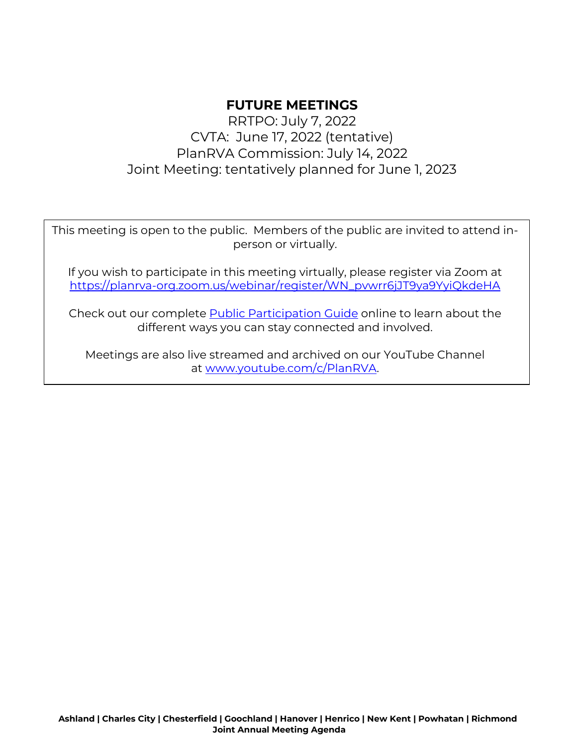## FUTURE MEETINGS

RRTPO: July 7, 2022

CVTA: June 17, 2022 (tentative)

PlanRVA Commission: July 14, 2022

Joint Meeting: tentatively planned for June 1, 2023

This meeting is open to the public. Members of the public are invited to attend in-person or virtually.

If you wish to participate in this meeting virtually, please register via Zoom at https://planrva-org.zoom.us/webinar/register/WN_pvwrr6jJT9ya9YyiQkdeHA

Check out our complete Public Participation Guide online to learn about the different ways you can stay connected and involved.

Meetings are also live streamed and archived on our YouTube Channel at www.youtube.com/c/PlanRVA.